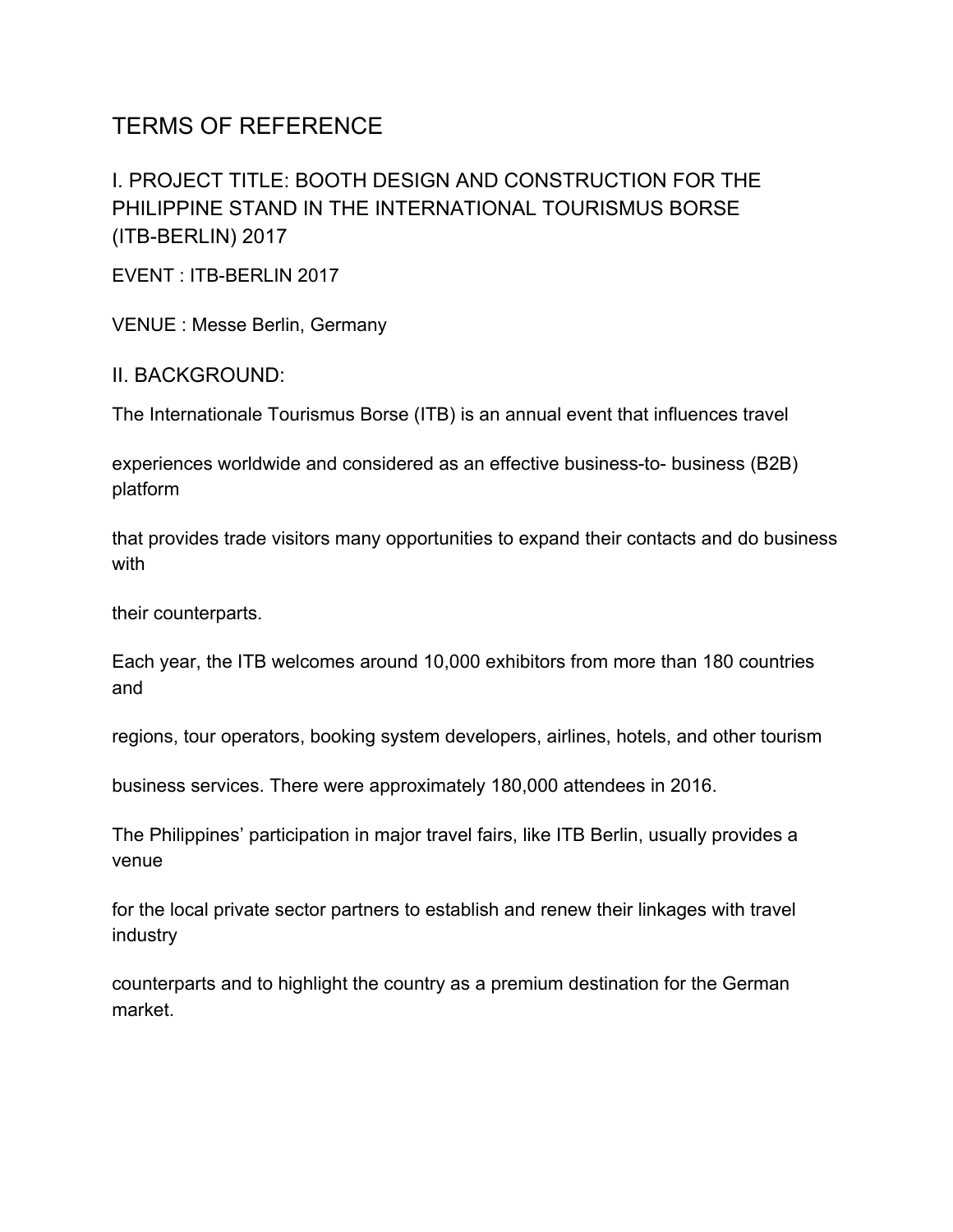# TERMS OF REFERENCE

## I. PROJECT TITLE: BOOTH DESIGN AND CONSTRUCTION FOR THE PHILIPPINE STAND IN THE INTERNATIONAL TOURISMUS BORSE (ITB-BERLIN) 2017

EVENT : ITB-BERLIN 2017

VENUE : Messe Berlin, Germany

## II. BACKGROUND:

The Internationale Tourismus Borse (ITB) is an annual event that influences travel experiences worldwide and considered as an effective business-to- business (B2B) platform that provides trade visitors many opportunities to expand their contacts and do business with their counterparts.

Each year, the ITB welcomes around 10,000 exhibitors from more than 180 countries and regions, tour operators, booking system developers, airlines, hotels, and other tourism business services. There were approximately 180,000 attendees in 2016.

The Philippines' participation in major travel fairs, like ITB Berlin, usually provides a venue for the local private sector partners to establish and renew their linkages with travel industry counterparts and to highlight the country as a premium destination for the German market.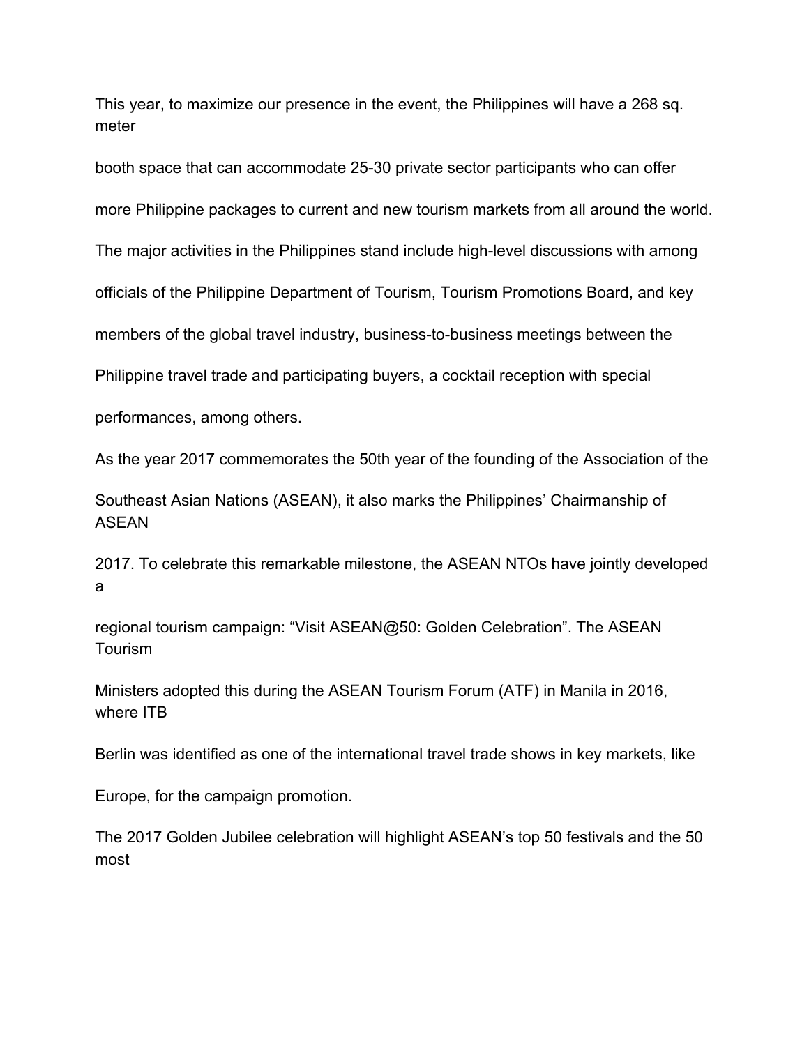This year, to maximize our presence in the event, the Philippines will have a 268 sq. meter booth space that can accommodate 25-30 private sector participants who can offer more Philippine packages to current and new tourism markets from all around the world.

The major activities in the Philippines stand include high-level discussions with among officials of the Philippine Department of Tourism, Tourism Promotions Board, and key members of the global travel industry, business-to-business meetings between the Philippine travel trade and participating buyers, a cocktail reception with special performances, among others.

As the year 2017 commemorates the 50th year of the founding of the Association of the Southeast Asian Nations (ASEAN), it also marks the Philippines' Chairmanship of ASEAN 2017. To celebrate this remarkable milestone, the ASEAN NTOs have jointly developed a regional tourism campaign: "Visit ASEAN@50: Golden Celebration". The ASEAN Tourism Ministers adopted this during the ASEAN Tourism Forum (ATF) in Manila in 2016, where ITB Berlin was identified as one of the international travel trade shows in key markets, like Europe, for the campaign promotion.

The 2017 Golden Jubilee celebration will highlight ASEAN's top 50 festivals and the 50 most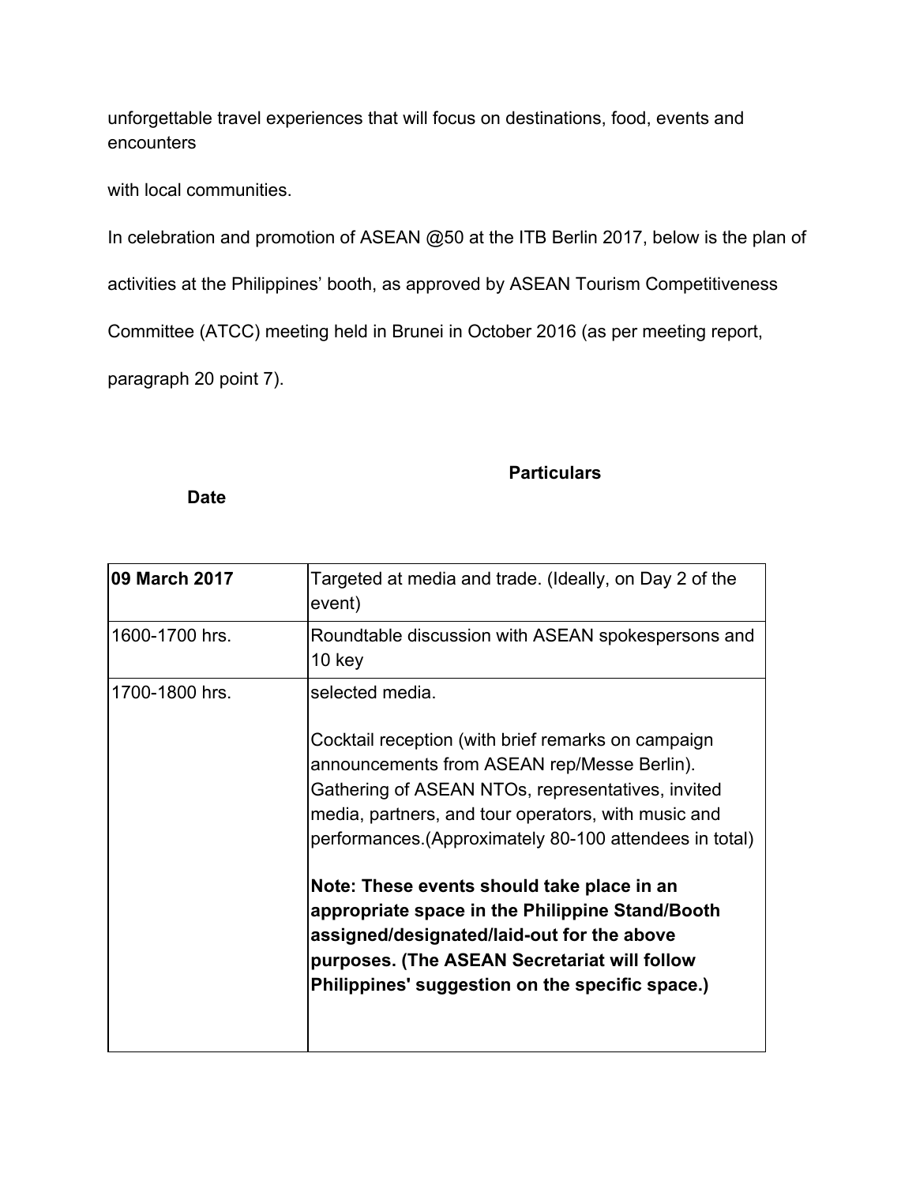unforgettable travel experiences that will focus on destinations, food, events and encounters

with local communities.

In celebration and promotion of ASEAN @50 at the ITB Berlin 2017, below is the plan of activities at the Philippines' booth, as approved by ASEAN Tourism Competitiveness Committee (ATCC) meeting held in Brunei in October 2016 (as per meeting report, paragraph 20 point 7).

| Date | Particulars |
|---|---|
| **09 March 2017** | Targeted at media and trade. (Ideally, on Day 2 of the event) |
| 1600-1700 hrs. | Roundtable discussion with ASEAN spokespersons and 10 key |
| 1700-1800 hrs. | selected media.<br><br>Cocktail reception (with brief remarks on campaign announcements from ASEAN rep/Messe Berlin). Gathering of ASEAN NTOs, representatives, invited media, partners, and tour operators, with music and performances.(Approximately 80-100 attendees in total)<br><br>**Note: These events should take place in an appropriate space in the Philippine Stand/Booth assigned/designated/laid-out for the above purposes. (The ASEAN Secretariat will follow Philippines' suggestion on the specific space.)** |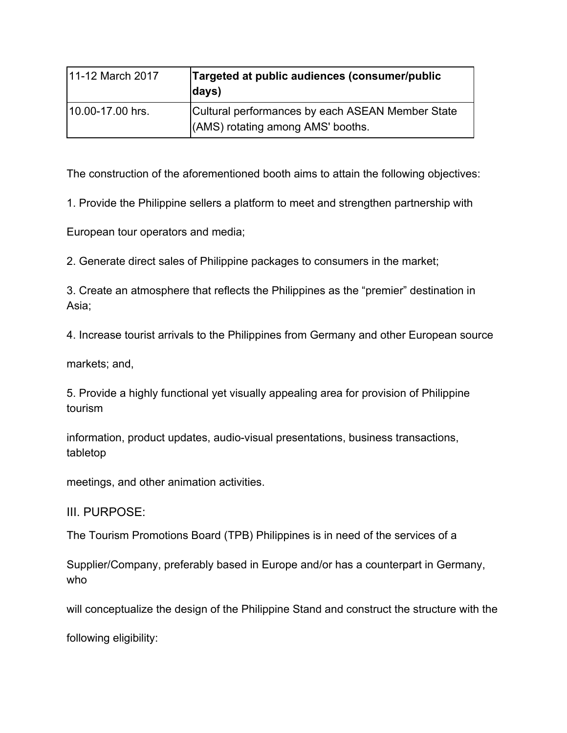| 11-12 March 2017 | **Targeted at public audiences (consumer/public days)** |
|---|---|
| 10.00-17.00 hrs. | Cultural performances by each ASEAN Member State (AMS) rotating among AMS' booths. |

The construction of the aforementioned booth aims to attain the following objectives:

1. Provide the Philippine sellers a platform to meet and strengthen partnership with European tour operators and media;
2. Generate direct sales of Philippine packages to consumers in the market;
3. Create an atmosphere that reflects the Philippines as the "premier" destination in Asia;
4. Increase tourist arrivals to the Philippines from Germany and other European source markets; and,
5. Provide a highly functional yet visually appealing area for provision of Philippine tourism information, product updates, audio-visual presentations, business transactions, tabletop meetings, and other animation activities.

## III. PURPOSE:

The Tourism Promotions Board (TPB) Philippines is in need of the services of a Supplier/Company, preferably based in Europe and/or has a counterpart in Germany, who will conceptualize the design of the Philippine Stand and construct the structure with the following eligibility: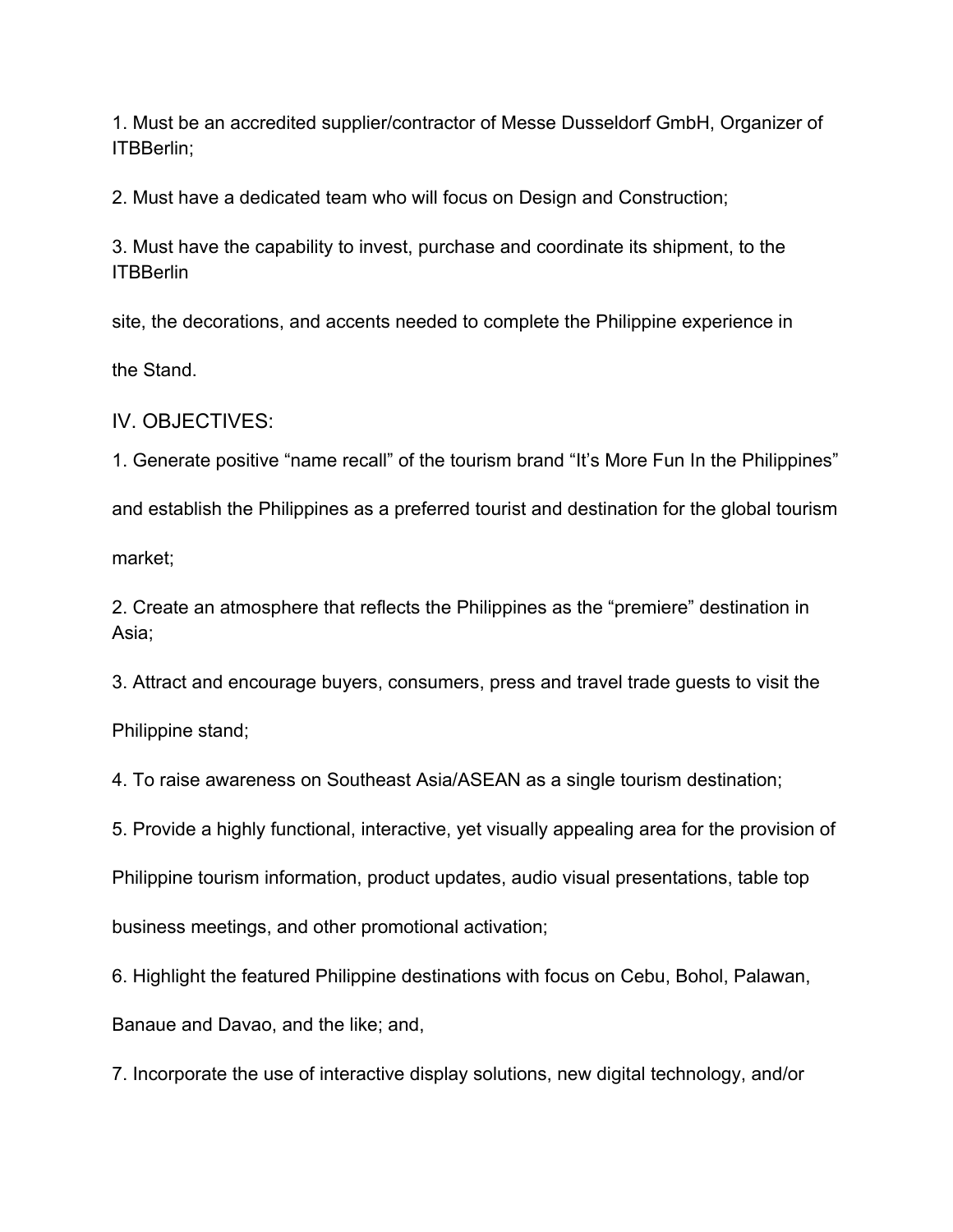1. Must be an accredited supplier/contractor of Messe Dusseldorf GmbH, Organizer of ITBBerlin;

2. Must have a dedicated team who will focus on Design and Construction;

3. Must have the capability to invest, purchase and coordinate its shipment, to the ITBBerlin site, the decorations, and accents needed to complete the Philippine experience in the Stand.

IV. OBJECTIVES:

1. Generate positive "name recall" of the tourism brand "It's More Fun In the Philippines" and establish the Philippines as a preferred tourist and destination for the global tourism market;

2. Create an atmosphere that reflects the Philippines as the "premiere" destination in Asia;

3. Attract and encourage buyers, consumers, press and travel trade guests to visit the Philippine stand;

4. To raise awareness on Southeast Asia/ASEAN as a single tourism destination;

5. Provide a highly functional, interactive, yet visually appealing area for the provision of Philippine tourism information, product updates, audio visual presentations, table top business meetings, and other promotional activation;

6. Highlight the featured Philippine destinations with focus on Cebu, Bohol, Palawan, Banaue and Davao, and the like; and,

7. Incorporate the use of interactive display solutions, new digital technology, and/or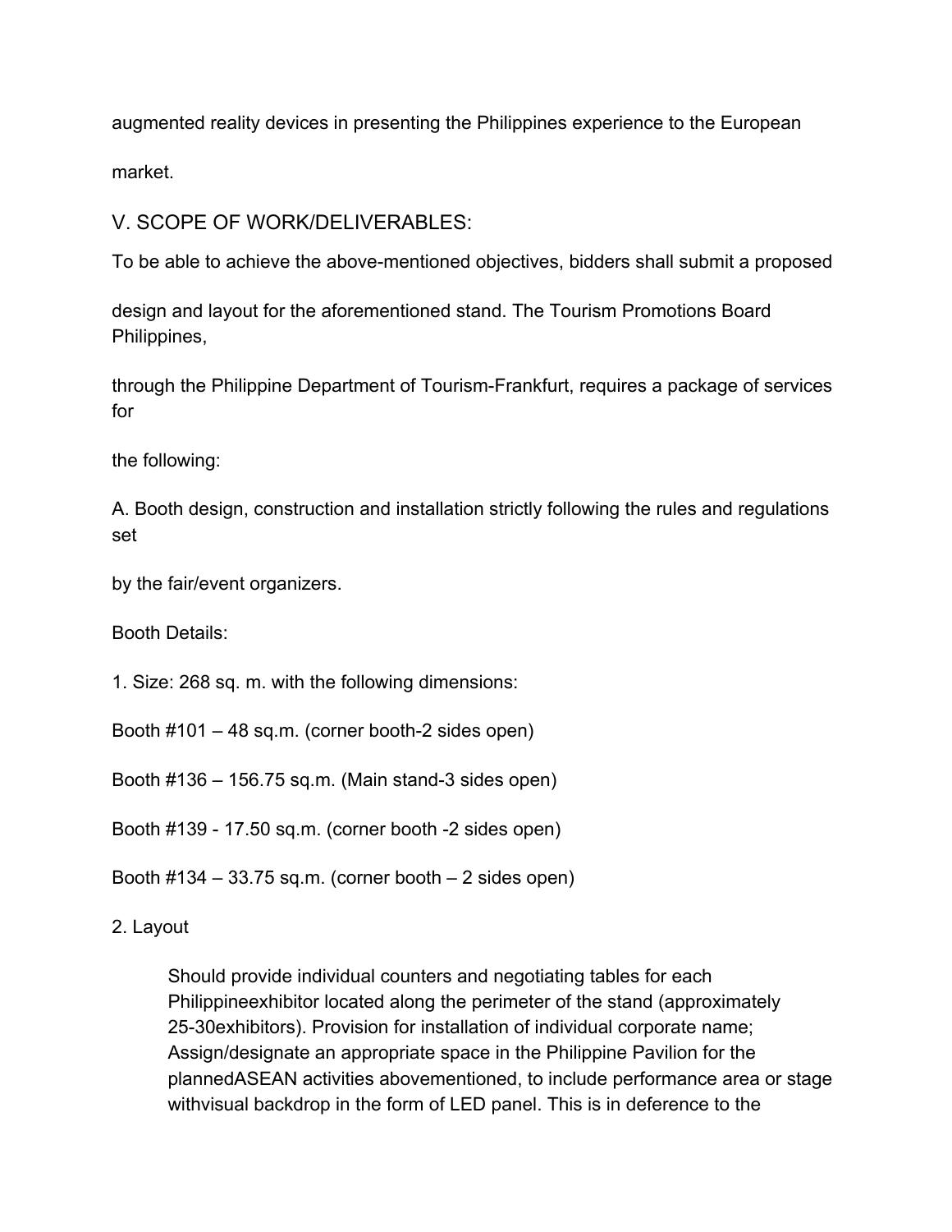augmented reality devices in presenting the Philippines experience to the European market.

## V. SCOPE OF WORK/DELIVERABLES:

To be able to achieve the above-mentioned objectives, bidders shall submit a proposed design and layout for the aforementioned stand. The Tourism Promotions Board Philippines, through the Philippine Department of Tourism-Frankfurt, requires a package of services for the following:

A. Booth design, construction and installation strictly following the rules and regulations set by the fair/event organizers.

Booth Details:

1. Size: 268 sq. m. with the following dimensions:

Booth #101 – 48 sq.m. (corner booth-2 sides open)

Booth #136 – 156.75 sq.m. (Main stand-3 sides open)

Booth #139 - 17.50 sq.m. (corner booth -2 sides open)

Booth #134 – 33.75 sq.m. (corner booth – 2 sides open)

2. Layout

> Should provide individual counters and negotiating tables for each Philippineexhibitor located along the perimeter of the stand (approximately 25-30exhibitors). Provision for installation of individual corporate name; Assign/designate an appropriate space in the Philippine Pavilion for the plannedASEAN activities abovementioned, to include performance area or stage withvisual backdrop in the form of LED panel. This is in deference to the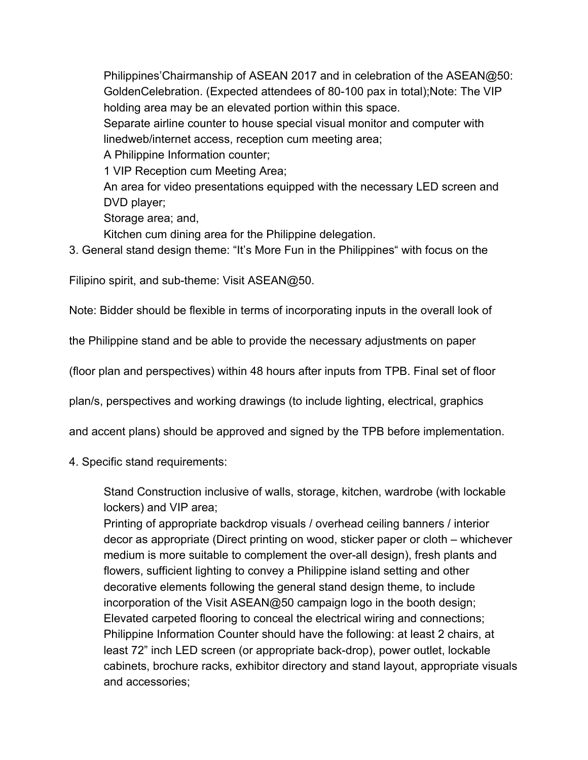Philippines'Chairmanship of ASEAN 2017 and in celebration of the ASEAN@50: GoldenCelebration. (Expected attendees of 80-100 pax in total);Note: The VIP holding area may be an elevated portion within this space.

Separate airline counter to house special visual monitor and computer with linedweb/internet access, reception cum meeting area;

A Philippine Information counter;

1 VIP Reception cum Meeting Area;

An area for video presentations equipped with the necessary LED screen and DVD player;

Storage area; and,

Kitchen cum dining area for the Philippine delegation.

3. General stand design theme: "It's More Fun in the Philippines" with focus on the Filipino spirit, and sub-theme: Visit ASEAN@50.

Note: Bidder should be flexible in terms of incorporating inputs in the overall look of the Philippine stand and be able to provide the necessary adjustments on paper (floor plan and perspectives) within 48 hours after inputs from TPB. Final set of floor plan/s, perspectives and working drawings (to include lighting, electrical, graphics and accent plans) should be approved and signed by the TPB before implementation.

4. Specific stand requirements:

Stand Construction inclusive of walls, storage, kitchen, wardrobe (with lockable lockers) and VIP area;

Printing of appropriate backdrop visuals / overhead ceiling banners / interior decor as appropriate (Direct printing on wood, sticker paper or cloth – whichever medium is more suitable to complement the over-all design), fresh plants and flowers, sufficient lighting to convey a Philippine island setting and other decorative elements following the general stand design theme, to include incorporation of the Visit ASEAN@50 campaign logo in the booth design;

Elevated carpeted flooring to conceal the electrical wiring and connections;

Philippine Information Counter should have the following: at least 2 chairs, at least 72" inch LED screen (or appropriate back-drop), power outlet, lockable cabinets, brochure racks, exhibitor directory and stand layout, appropriate visuals and accessories;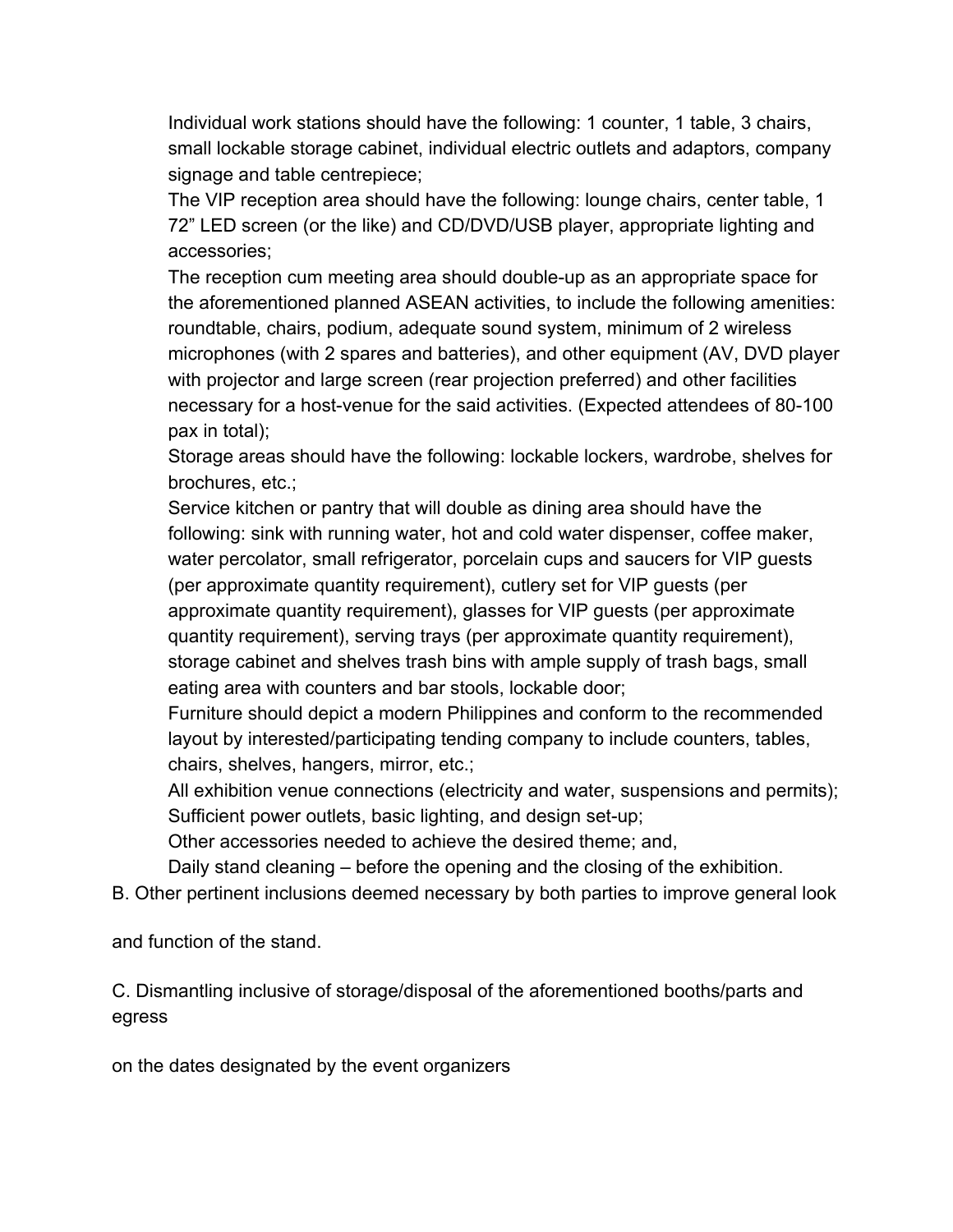Individual work stations should have the following: 1 counter, 1 table, 3 chairs, small lockable storage cabinet, individual electric outlets and adaptors, company signage and table centrepiece;

The VIP reception area should have the following: lounge chairs, center table, 1 72” LED screen (or the like) and CD/DVD/USB player, appropriate lighting and accessories;

The reception cum meeting area should double-up as an appropriate space for the aforementioned planned ASEAN activities, to include the following amenities: roundtable, chairs, podium, adequate sound system, minimum of 2 wireless microphones (with 2 spares and batteries), and other equipment (AV, DVD player with projector and large screen (rear projection preferred) and other facilities necessary for a host-venue for the said activities. (Expected attendees of 80-100 pax in total);

Storage areas should have the following: lockable lockers, wardrobe, shelves for brochures, etc.;

Service kitchen or pantry that will double as dining area should have the following: sink with running water, hot and cold water dispenser, coffee maker, water percolator, small refrigerator, porcelain cups and saucers for VIP guests (per approximate quantity requirement), cutlery set for VIP guests (per approximate quantity requirement), glasses for VIP guests (per approximate quantity requirement), serving trays (per approximate quantity requirement), storage cabinet and shelves trash bins with ample supply of trash bags, small eating area with counters and bar stools, lockable door;

Furniture should depict a modern Philippines and conform to the recommended layout by interested/participating tending company to include counters, tables, chairs, shelves, hangers, mirror, etc.;

All exhibition venue connections (electricity and water, suspensions and permits);

Sufficient power outlets, basic lighting, and design set-up;

Other accessories needed to achieve the desired theme; and,

Daily stand cleaning – before the opening and the closing of the exhibition.

B. Other pertinent inclusions deemed necessary by both parties to improve general look

and function of the stand.

C. Dismantling inclusive of storage/disposal of the aforementioned booths/parts and egress

on the dates designated by the event organizers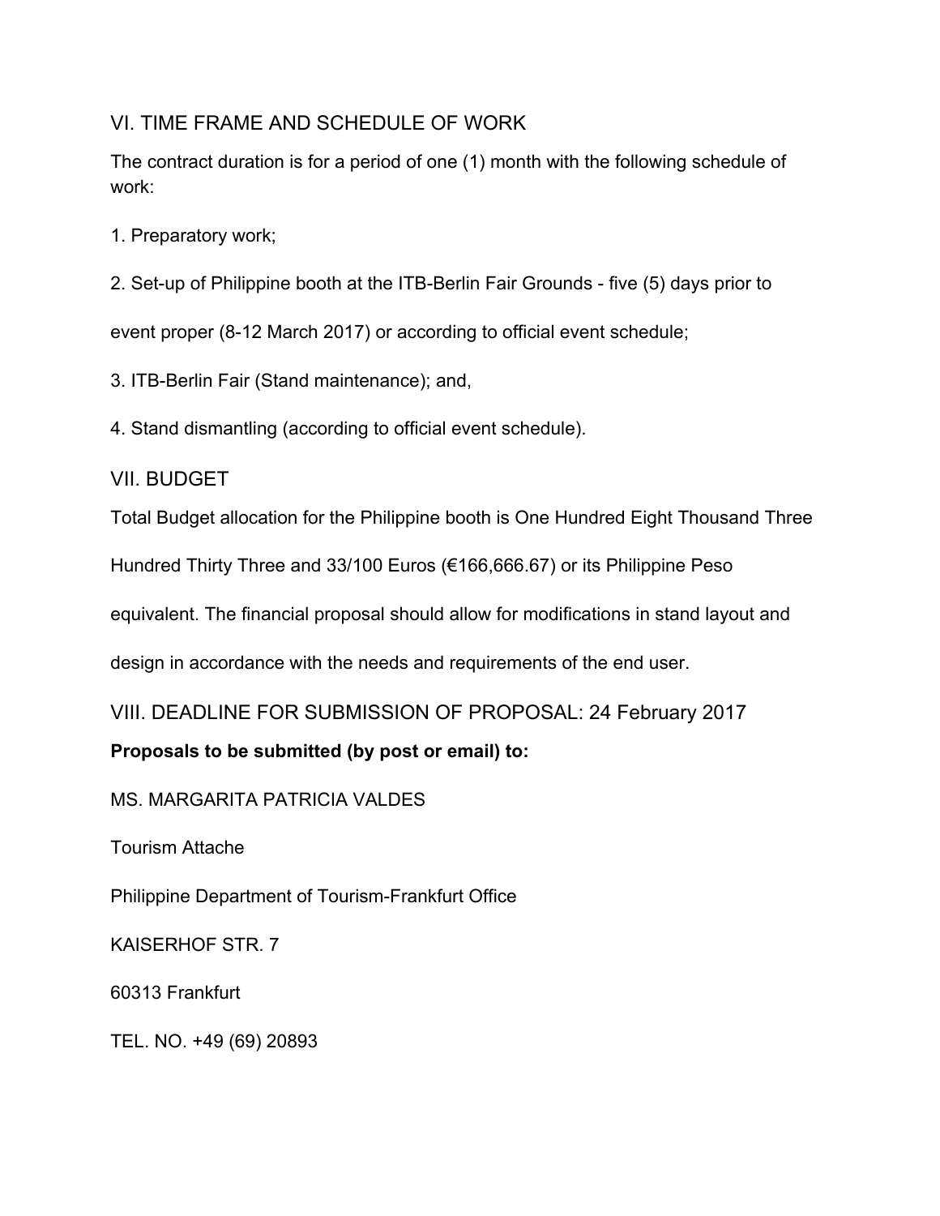## VI. TIME FRAME AND SCHEDULE OF WORK

The contract duration is for a period of one (1) month with the following schedule of work:

1. Preparatory work;
2. Set-up of Philippine booth at the ITB-Berlin Fair Grounds - five (5) days prior to event proper (8-12 March 2017) or according to official event schedule;
3. ITB-Berlin Fair (Stand maintenance); and,
4. Stand dismantling (according to official event schedule).

## VII. BUDGET

Total Budget allocation for the Philippine booth is One Hundred Eight Thousand Three Hundred Thirty Three and 33/100 Euros (€166,666.67) or its Philippine Peso equivalent. The financial proposal should allow for modifications in stand layout and design in accordance with the needs and requirements of the end user.

## VIII. DEADLINE FOR SUBMISSION OF PROPOSAL: 24 February 2017

**Proposals to be submitted (by post or email) to:**

MS. MARGARITA PATRICIA VALDES

Tourism Attache

Philippine Department of Tourism-Frankfurt Office

KAISERHOF STR. 7

60313 Frankfurt

TEL. NO. +49 (69) 20893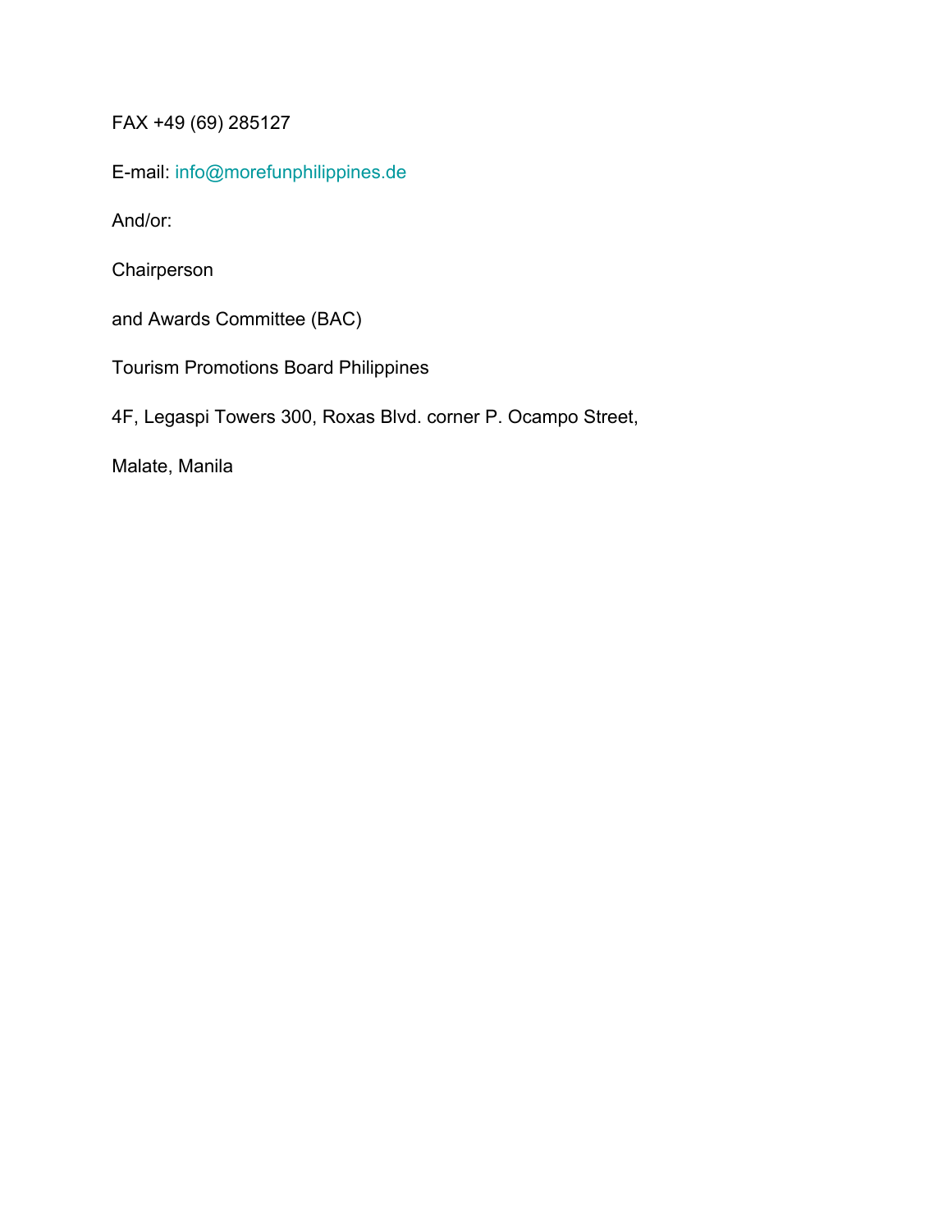FAX +49 (69) 285127

E-mail: info@morefunphilippines.de

And/or:

Chairperson

and Awards Committee (BAC)

Tourism Promotions Board Philippines

4F, Legaspi Towers 300, Roxas Blvd. corner P. Ocampo Street,

Malate, Manila